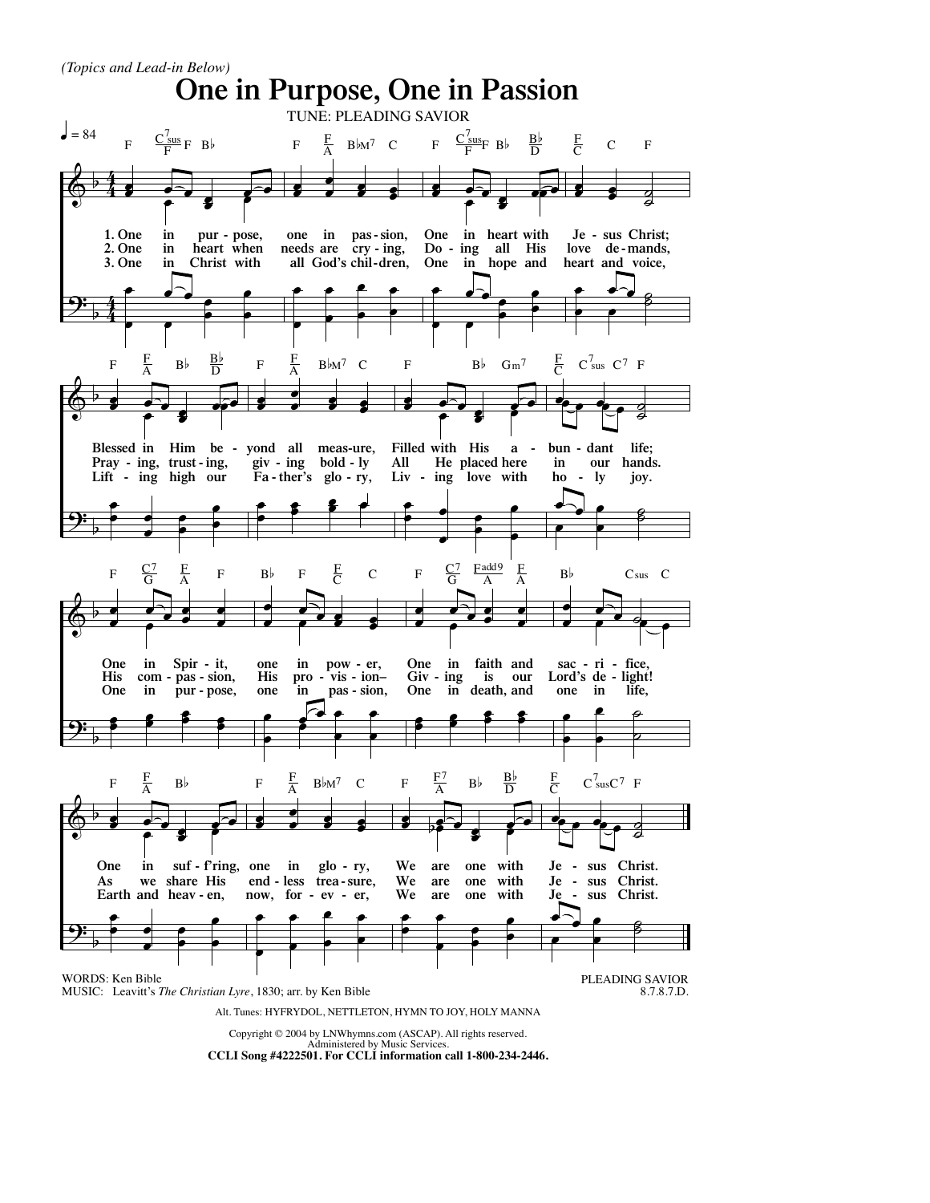*(Topics and Lead-in Below)*

# One in Purpose, One in Passion

TUNE: PLEADING SAVIOR

♩ = 84

1. One in purpose, one in passion, One in heart with Jesus Christ;
Blessed in Him beyond all measure, Filled with His abundant life;
One in Spirit, one in power, One in faith and sacrifice,
One in suff'ring, one in glory, We are one with Jesus Christ.

2. One in heart when needs are crying, Doing all His love demands,
Praying, trusting, giving boldly All He placed here in our hands.
His compassion, His provision– Giving is our Lord's delight!
As we share His endless treasure, We are one with Jesus Christ.

3. One in Christ with all God's children, One in hope and heart and voice,
Lifting high our Father's glory, Living love with holy joy.
One in purpose, one in passion, One in death, and one in life,
Earth and heaven, now, forever, We are one with Jesus Christ.

WORDS: Ken Bible
MUSIC: Leavitt's *The Christian Lyre*, 1830; arr. by Ken Bible

PLEADING SAVIOR
8.7.8.7.D.

Alt. Tunes: HYFRYDOL, NETTLETON, HYMN TO JOY, HOLY MANNA

Copyright © 2004 by LNWhymns.com (ASCAP). All rights reserved.
Administered by Music Services.
**CCLI Song #4222501. For CCLI information call 1-800-234-2446.**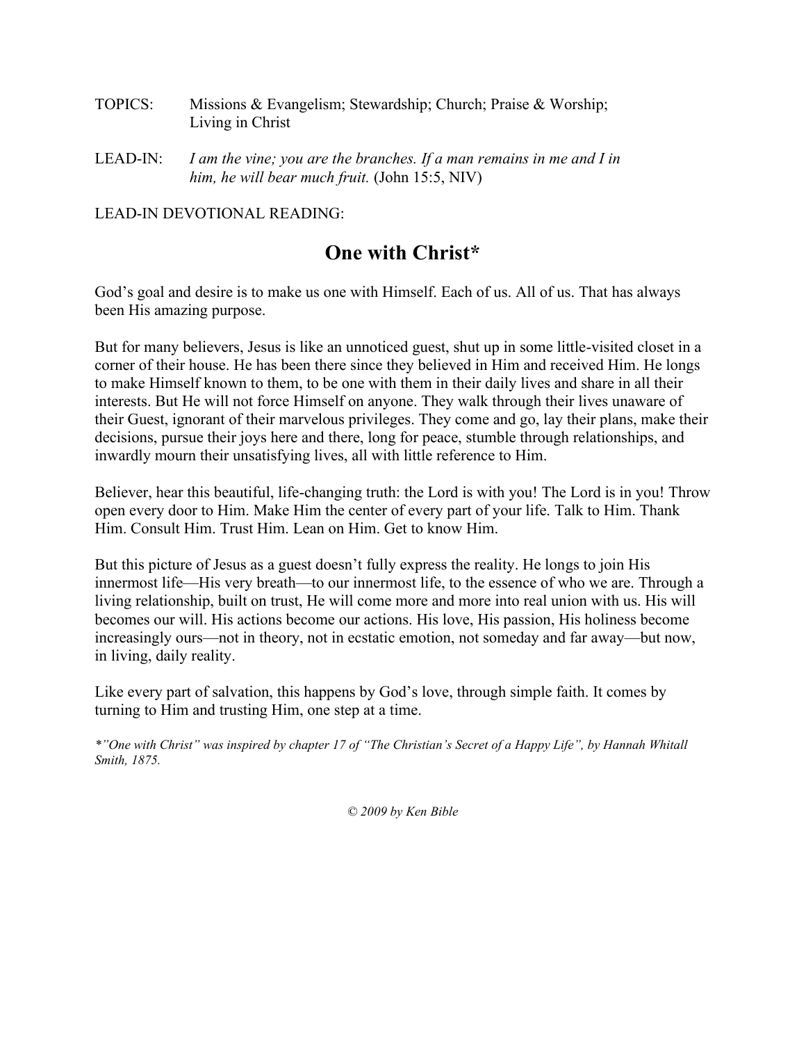TOPICS: Missions & Evangelism; Stewardship; Church; Praise & Worship; Living in Christ

LEAD-IN: *I am the vine; you are the branches. If a man remains in me and I in him, he will bear much fruit.* (John 15:5, NIV)

LEAD-IN DEVOTIONAL READING:

# One with Christ*

God's goal and desire is to make us one with Himself. Each of us. All of us. That has always been His amazing purpose.

But for many believers, Jesus is like an unnoticed guest, shut up in some little-visited closet in a corner of their house. He has been there since they believed in Him and received Him. He longs to make Himself known to them, to be one with them in their daily lives and share in all their interests. But He will not force Himself on anyone. They walk through their lives unaware of their Guest, ignorant of their marvelous privileges. They come and go, lay their plans, make their decisions, pursue their joys here and there, long for peace, stumble through relationships, and inwardly mourn their unsatisfying lives, all with little reference to Him.

Believer, hear this beautiful, life-changing truth: the Lord is with you! The Lord is in you! Throw open every door to Him. Make Him the center of every part of your life. Talk to Him. Thank Him. Consult Him. Trust Him. Lean on Him. Get to know Him.

But this picture of Jesus as a guest doesn't fully express the reality. He longs to join His innermost life—His very breath—to our innermost life, to the essence of who we are. Through a living relationship, built on trust, He will come more and more into real union with us. His will becomes our will. His actions become our actions. His love, His passion, His holiness become increasingly ours—not in theory, not in ecstatic emotion, not someday and far away—but now, in living, daily reality.

Like every part of salvation, this happens by God's love, through simple faith. It comes by turning to Him and trusting Him, one step at a time.

*\*"One with Christ" was inspired by chapter 17 of "The Christian's Secret of a Happy Life", by Hannah Whitall Smith, 1875.*

*© 2009 by Ken Bible*